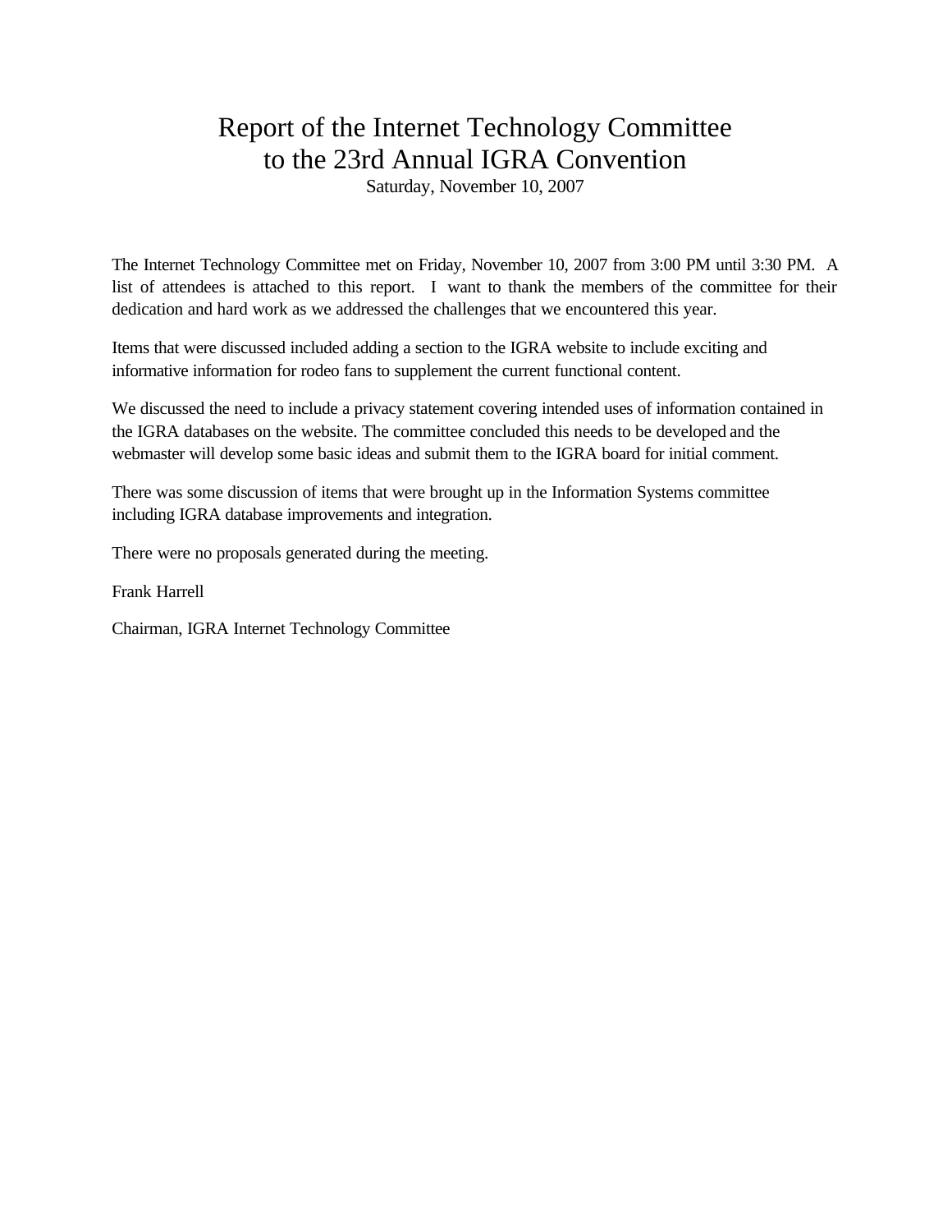# Report of the Internet Technology Committee to the 23rd Annual IGRA Convention

Saturday, November 10, 2007

The Internet Technology Committee met on Friday, November 10, 2007 from 3:00 PM until 3:30 PM. A list of attendees is attached to this report. I want to thank the members of the committee for their dedication and hard work as we addressed the challenges that we encountered this year.

Items that were discussed included adding a section to the IGRA website to include exciting and informative information for rodeo fans to supplement the current functional content.

We discussed the need to include a privacy statement covering intended uses of information contained in the IGRA databases on the website. The committee concluded this needs to be developed and the webmaster will develop some basic ideas and submit them to the IGRA board for initial comment.

There was some discussion of items that were brought up in the Information Systems committee including IGRA database improvements and integration.

There were no proposals generated during the meeting.

Frank Harrell

Chairman, IGRA Internet Technology Committee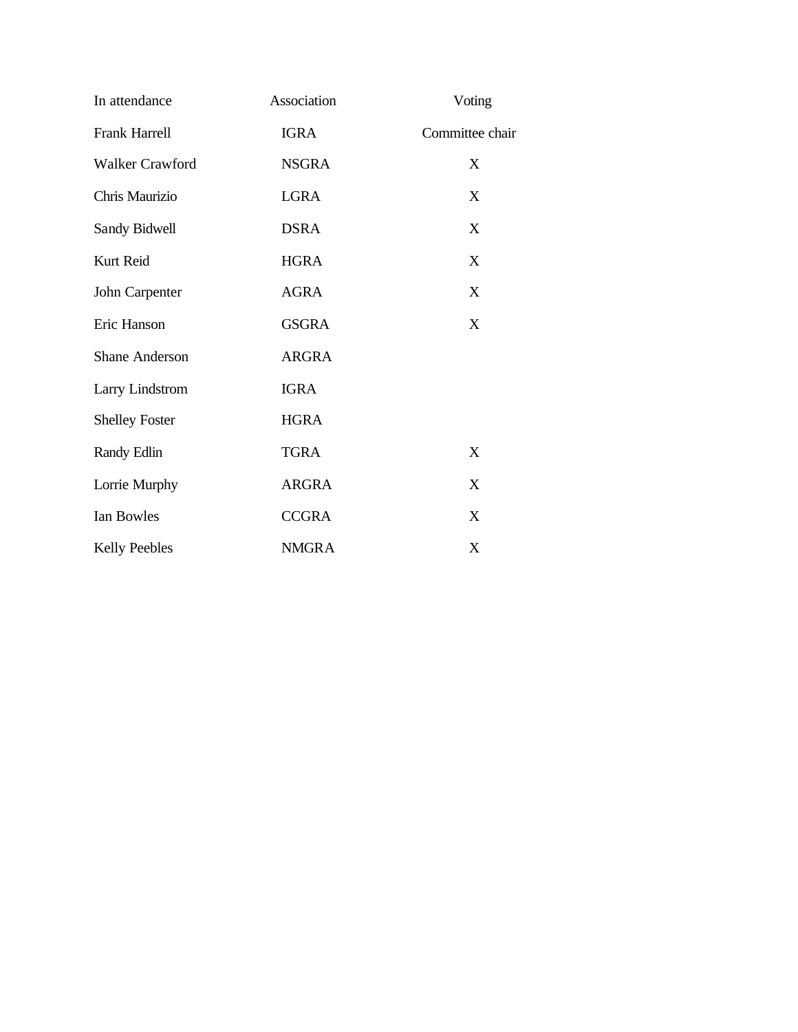| In attendance | Association | Voting |
|---|---|---|
| Frank Harrell | IGRA | Committee chair |
| Walker Crawford | NSGRA | X |
| Chris Maurizio | LGRA | X |
| Sandy Bidwell | DSRA | X |
| Kurt Reid | HGRA | X |
| John Carpenter | AGRA | X |
| Eric Hanson | GSGRA | X |
| Shane Anderson | ARGRA | |
| Larry Lindstrom | IGRA | |
| Shelley Foster | HGRA | |
| Randy Edlin | TGRA | X |
| Lorrie Murphy | ARGRA | X |
| Ian Bowles | CCGRA | X |
| Kelly Peebles | NMGRA | X |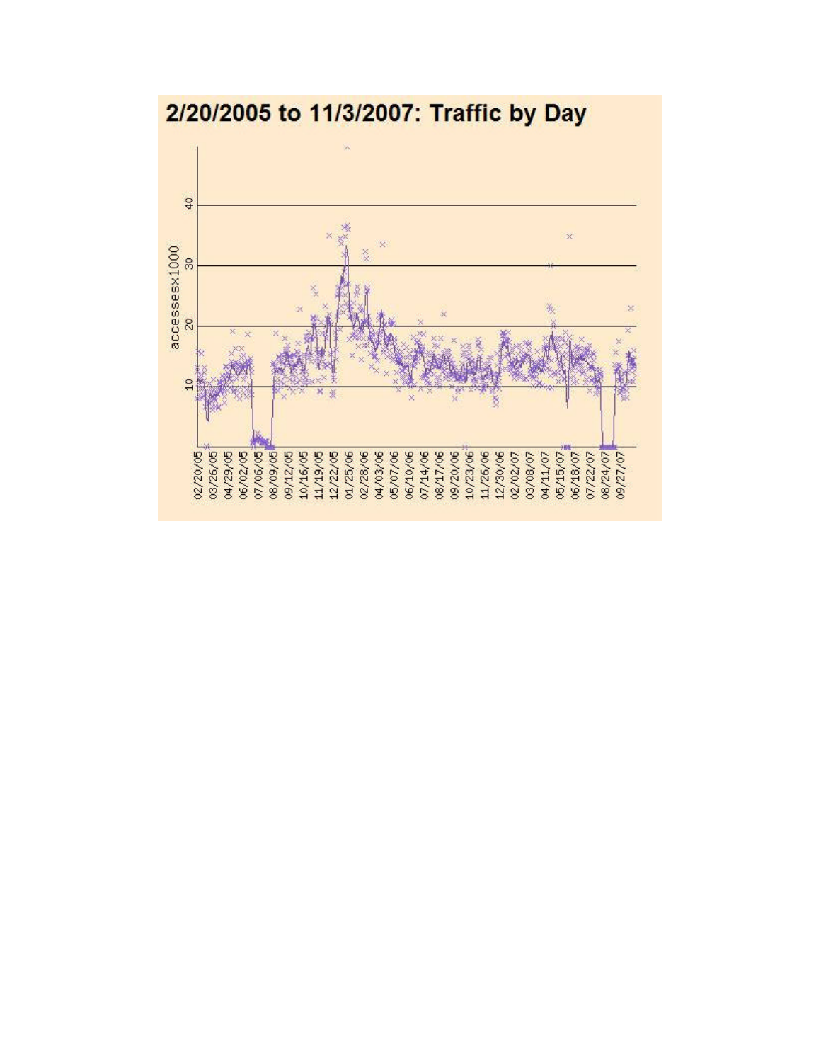## 2/20/2005 to 11/3/2007: Traffic by Day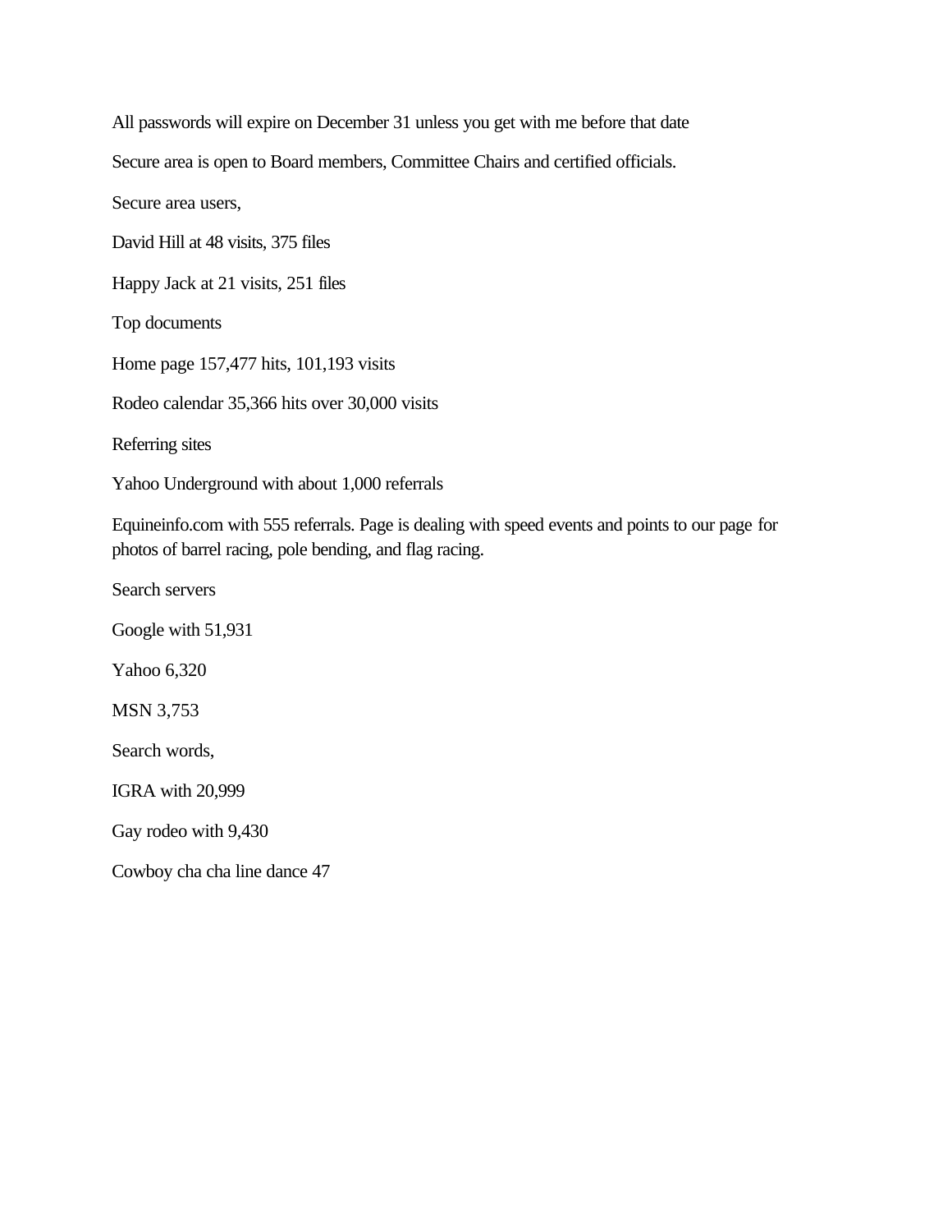All passwords will expire on December 31 unless you get with me before that date

Secure area is open to Board members, Committee Chairs and certified officials.

Secure area users,

David Hill at 48 visits, 375 files

Happy Jack at 21 visits, 251 files

Top documents

Home page 157,477 hits, 101,193 visits

Rodeo calendar 35,366 hits over 30,000 visits

Referring sites

Yahoo Underground with about 1,000 referrals

Equineinfo.com with 555 referrals. Page is dealing with speed events and points to our page for photos of barrel racing, pole bending, and flag racing.

Search servers

Google with 51,931

Yahoo 6,320

MSN 3,753

Search words,

IGRA with 20,999

Gay rodeo with 9,430

Cowboy cha cha line dance 47